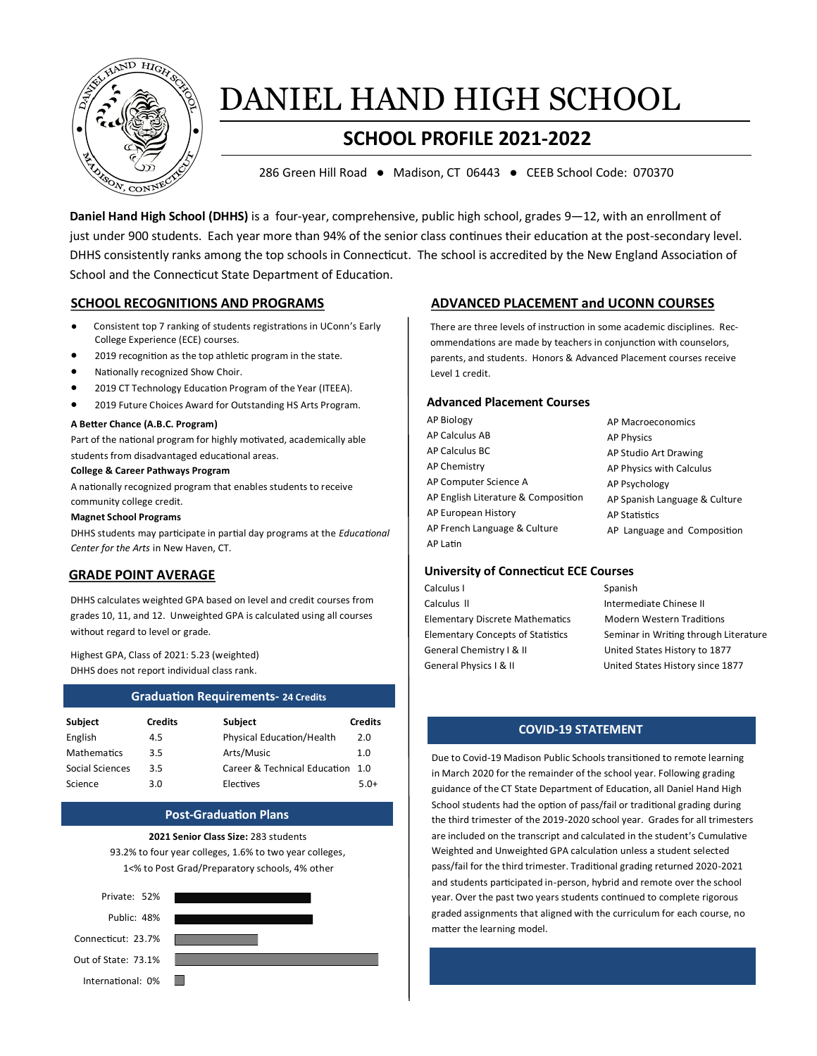# DANIEL HAND HIGH SCHOOL

## SCHOOL PROFILE 2021-2022

286 Green Hill Road ● Madison, CT 06443 ● CEEB School Code: 070370

**Daniel Hand High School (DHHS)** is a four-year, comprehensive, public high school, grades 9—12, with an enrollment of just under 900 students. Each year more than 94% of the senior class continues their education at the post-secondary level. DHHS consistently ranks among the top schools in Connecticut. The school is accredited by the New England Association of School and the Connecticut State Department of Education.

## SCHOOL RECOGNITIONS AND PROGRAMS

- Consistent top 7 ranking of students registrations in UConn's Early College Experience (ECE) courses.
- 2019 recognition as the top athletic program in the state.
- Nationally recognized Show Choir.
- 2019 CT Technology Education Program of the Year (ITEEA).
- 2019 Future Choices Award for Outstanding HS Arts Program.

**A Better Chance (A.B.C. Program)**

Part of the national program for highly motivated, academically able students from disadvantaged educational areas.

**College & Career Pathways Program**

A nationally recognized program that enables students to receive community college credit.

**Magnet School Programs**

DHHS students may participate in partial day programs at the *Educational Center for the Arts* in New Haven, CT.

## GRADE POINT AVERAGE

DHHS calculates weighted GPA based on level and credit courses from grades 10, 11, and 12. Unweighted GPA is calculated using all courses without regard to level or grade.

Highest GPA, Class of 2021: 5.23 (weighted)
DHHS does not report individual class rank.

### Graduation Requirements- 24 Credits

| Subject | Credits | Subject | Credits |
|---|---|---|---|
| English | 4.5 | Physical Education/Health | 2.0 |
| Mathematics | 3.5 | Arts/Music | 1.0 |
| Social Sciences | 3.5 | Career & Technical Education | 1.0 |
| Science | 3.0 | Electives | 5.0+ |

### Post-Graduation Plans

**2021 Senior Class Size:** 283 students
93.2% to four year colleges, 1.6% to two year colleges,
1<% to Post Grad/Preparatory schools, 4% other

| Category | Percent |
|---|---|
| Private | 52% |
| Public | 48% |
| Connecticut | 23.7% |
| Out of State | 73.1% |
| International | 0% |

## ADVANCED PLACEMENT and UCONN COURSES

There are three levels of instruction in some academic disciplines. Recommendations are made by teachers in conjunction with counselors, parents, and students. Honors & Advanced Placement courses receive Level 1 credit.

### Advanced Placement Courses

- AP Biology
- AP Calculus AB
- AP Calculus BC
- AP Chemistry
- AP Computer Science A
- AP English Literature & Composition
- AP European History
- AP French Language & Culture
- AP Latin
- AP Macroeconomics
- AP Physics
- AP Studio Art Drawing
- AP Physics with Calculus
- AP Psychology
- AP Spanish Language & Culture
- AP Statistics
- AP Language and Composition

### University of Connecticut ECE Courses

- Calculus I
- Calculus II
- Elementary Discrete Mathematics
- Elementary Concepts of Statistics
- General Chemistry I & II
- General Physics I & II
- Spanish
- Intermediate Chinese II
- Modern Western Traditions
- Seminar in Writing through Literature
- United States History to 1877
- United States History since 1877

### COVID-19 STATEMENT

Due to Covid-19 Madison Public Schools transitioned to remote learning in March 2020 for the remainder of the school year. Following grading guidance of the CT State Department of Education, all Daniel Hand High School students had the option of pass/fail or traditional grading during the third trimester of the 2019-2020 school year. Grades for all trimesters are included on the transcript and calculated in the student's Cumulative Weighted and Unweighted GPA calculation unless a student selected pass/fail for the third trimester. Traditional grading returned 2020-2021 and students participated in-person, hybrid and remote over the school year. Over the past two years students continued to complete rigorous graded assignments that aligned with the curriculum for each course, no matter the learning model.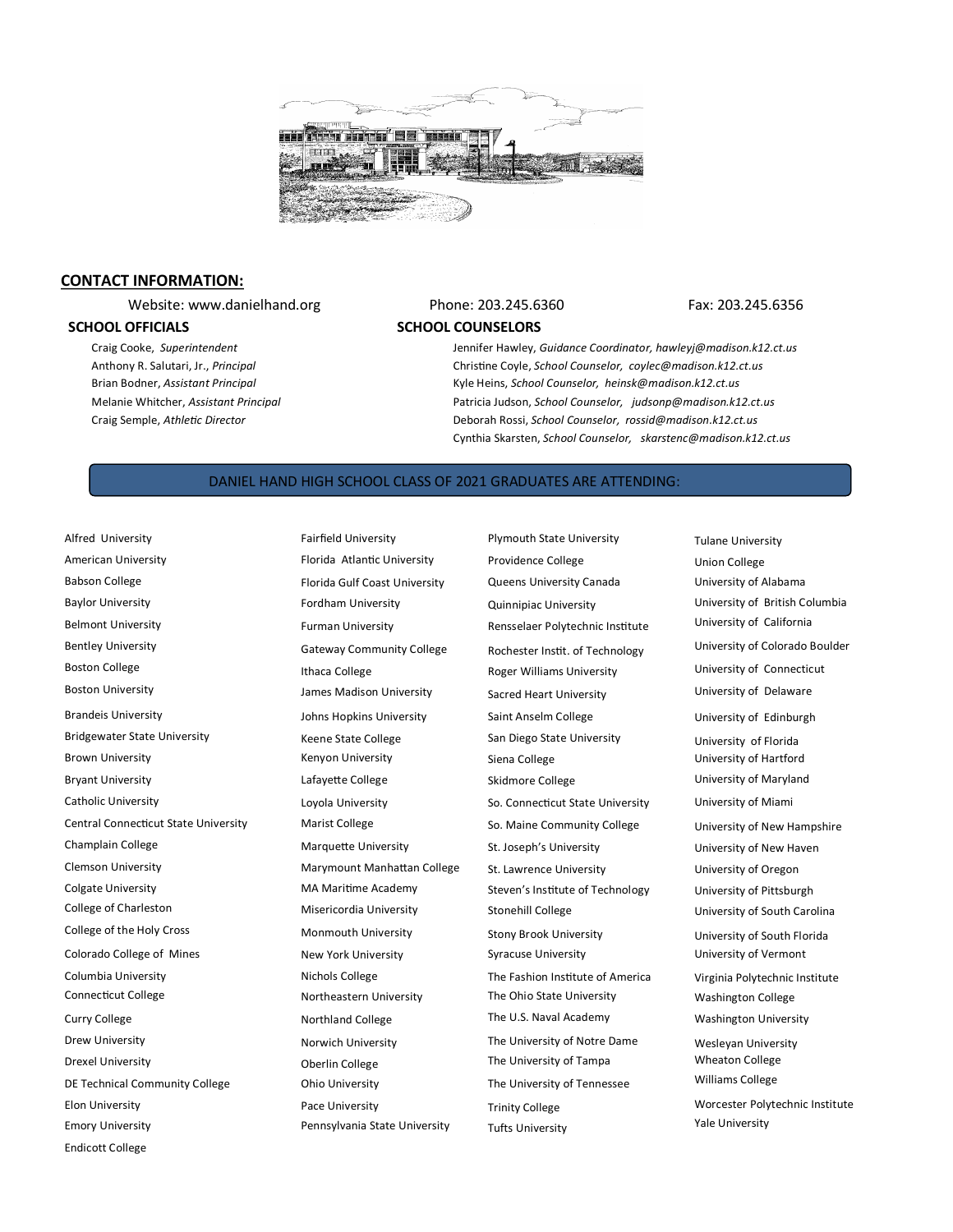## CONTACT INFORMATION:

Website: www.danielhand.org Phone: 203.245.6360 Fax: 203.245.6356

### SCHOOL OFFICIALS

Craig Cooke, *Superintendent*
Anthony R. Salutari, Jr., *Principal*
Brian Bodner, *Assistant Principal*
Melanie Whitcher, *Assistant Principal*
Craig Semple, *Athletic Director*

### SCHOOL COUNSELORS

Jennifer Hawley, *Guidance Coordinator, hawleyj@madison.k12.ct.us*
Christine Coyle, *School Counselor, coylec@madison.k12.ct.us*
Kyle Heins, *School Counselor, heinsk@madison.k12.ct.us*
Patricia Judson, *School Counselor, judsonp@madison.k12.ct.us*
Deborah Rossi, *School Counselor, rossid@madison.k12.ct.us*
Cynthia Skarsten, *School Counselor, skarstenc@madison.k12.ct.us*

## DANIEL HAND HIGH SCHOOL CLASS OF 2021 GRADUATES ARE ATTENDING:

Alfred University
American University
Babson College
Baylor University
Belmont University
Bentley University
Boston College
Boston University
Brandeis University
Bridgewater State University
Brown University
Bryant University
Catholic University
Central Connecticut State University
Champlain College
Clemson University
Colgate University
College of Charleston
College of the Holy Cross
Colorado College of Mines
Columbia University
Connecticut College
Curry College
Drew University
Drexel University
DE Technical Community College
Elon University
Emory University
Endicott College
Fairfield University
Florida Atlantic University
Florida Gulf Coast University
Fordham University
Furman University
Gateway Community College
Ithaca College
James Madison University
Johns Hopkins University
Keene State College
Kenyon University
Lafayette College
Loyola University
Marist College
Marquette University
Marymount Manhattan College
MA Maritime Academy
Misericordia University
Monmouth University
New York University
Nichols College
Northeastern University
Northland College
Norwich University
Oberlin College
Ohio University
Pace University
Pennsylvania State University
Plymouth State University
Providence College
Queens University Canada
Quinnipiac University
Rensselaer Polytechnic Institute
Rochester Instit. of Technology
Roger Williams University
Sacred Heart University
Saint Anselm College
San Diego State University
Siena College
Skidmore College
So. Connecticut State University
So. Maine Community College
St. Joseph's University
St. Lawrence University
Steven's Institute of Technology
Stonehill College
Stony Brook University
Syracuse University
The Fashion Institute of America
The Ohio State University
The U.S. Naval Academy
The University of Notre Dame
The University of Tampa
The University of Tennessee
Trinity College
Tufts University
Tulane University
Union College
University of Alabama
University of British Columbia
University of California
University of Colorado Boulder
University of Connecticut
University of Delaware
University of Edinburgh
University of Florida
University of Hartford
University of Maryland
University of Miami
University of New Hampshire
University of New Haven
University of Oregon
University of Pittsburgh
University of South Carolina
University of South Florida
University of Vermont
Virginia Polytechnic Institute
Washington College
Washington University
Wesleyan University
Wheaton College
Williams College
Worcester Polytechnic Institute
Yale University